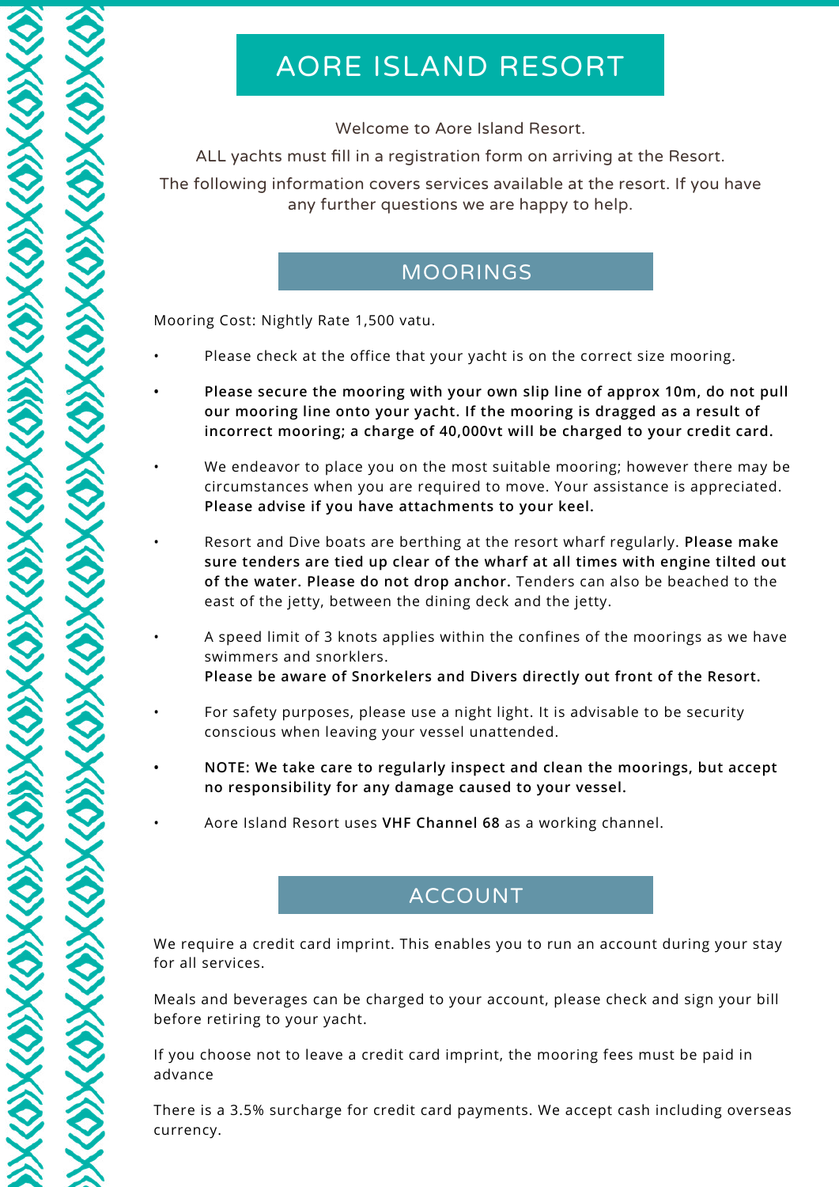# AORE ISLAND RESORT

Welcome to Aore Island Resort.

ALL yachts must fill in a registration form on arriving at the Resort.

The following information covers services available at the resort. If you have any further questions we are happy to help.

## MOORINGS

Mooring Cost: Nightly Rate 1,500 vatu.

- Please check at the office that your yacht is on the correct size mooring.
- **Please secure the mooring with your own slip line of approx 10m, do not pull our mooring line onto your yacht. If the mooring is dragged as a result of incorrect mooring; a charge of 40,000vt will be charged to your credit card.**
- We endeavor to place you on the most suitable mooring; however there may be circumstances when you are required to move. Your assistance is appreciated. **Please advise if you have attachments to your keel.**
- Resort and Dive boats are berthing at the resort wharf regularly. **Please make sure tenders are tied up clear of the wharf at all times with engine tilted out of the water. Please do not drop anchor.** Tenders can also be beached to the east of the jetty, between the dining deck and the jetty.
- A speed limit of 3 knots applies within the confines of the moorings as we have swimmers and snorklers.
  **Please be aware of Snorkelers and Divers directly out front of the Resort.**
- For safety purposes, please use a night light. It is advisable to be security conscious when leaving your vessel unattended.
- **NOTE: We take care to regularly inspect and clean the moorings, but accept no responsibility for any damage caused to your vessel.**
- Aore Island Resort uses **VHF Channel 68** as a working channel.

## ACCOUNT

We require a credit card imprint. This enables you to run an account during your stay for all services.

Meals and beverages can be charged to your account, please check and sign your bill before retiring to your yacht.

If you choose not to leave a credit card imprint, the mooring fees must be paid in advance

There is a 3.5% surcharge for credit card payments. We accept cash including overseas currency.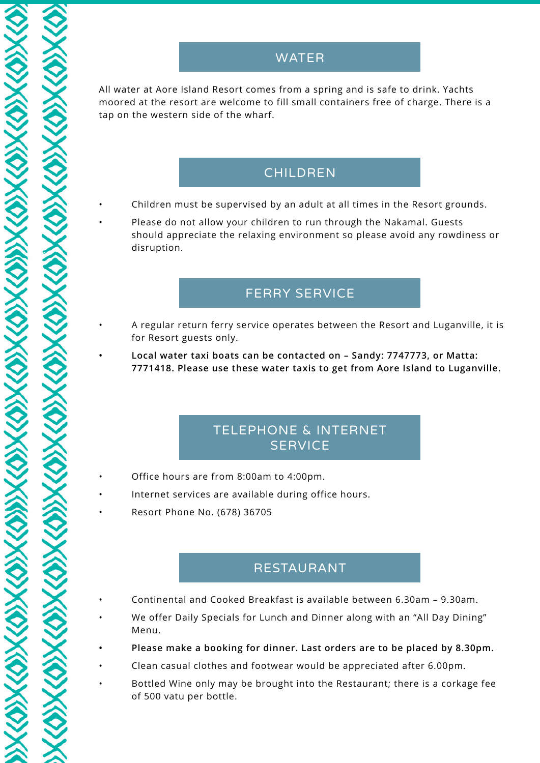## WATER

All water at Aore Island Resort comes from a spring and is safe to drink. Yachts moored at the resort are welcome to fill small containers free of charge. There is a tap on the western side of the wharf.

## CHILDREN

- Children must be supervised by an adult at all times in the Resort grounds.
- Please do not allow your children to run through the Nakamal. Guests should appreciate the relaxing environment so please avoid any rowdiness or disruption.

## FERRY SERVICE

- A regular return ferry service operates between the Resort and Luganville, it is for Resort guests only.
- **Local water taxi boats can be contacted on – Sandy: 7747773, or Matta: 7771418. Please use these water taxis to get from Aore Island to Luganville.**

## TELEPHONE & INTERNET SERVICE

- Office hours are from 8:00am to 4:00pm.
- Internet services are available during office hours.
- Resort Phone No. (678) 36705

## RESTAURANT

- Continental and Cooked Breakfast is available between 6.30am – 9.30am.
- We offer Daily Specials for Lunch and Dinner along with an "All Day Dining" Menu.
- **Please make a booking for dinner. Last orders are to be placed by 8.30pm.**
- Clean casual clothes and footwear would be appreciated after 6.00pm.
- Bottled Wine only may be brought into the Restaurant; there is a corkage fee of 500 vatu per bottle.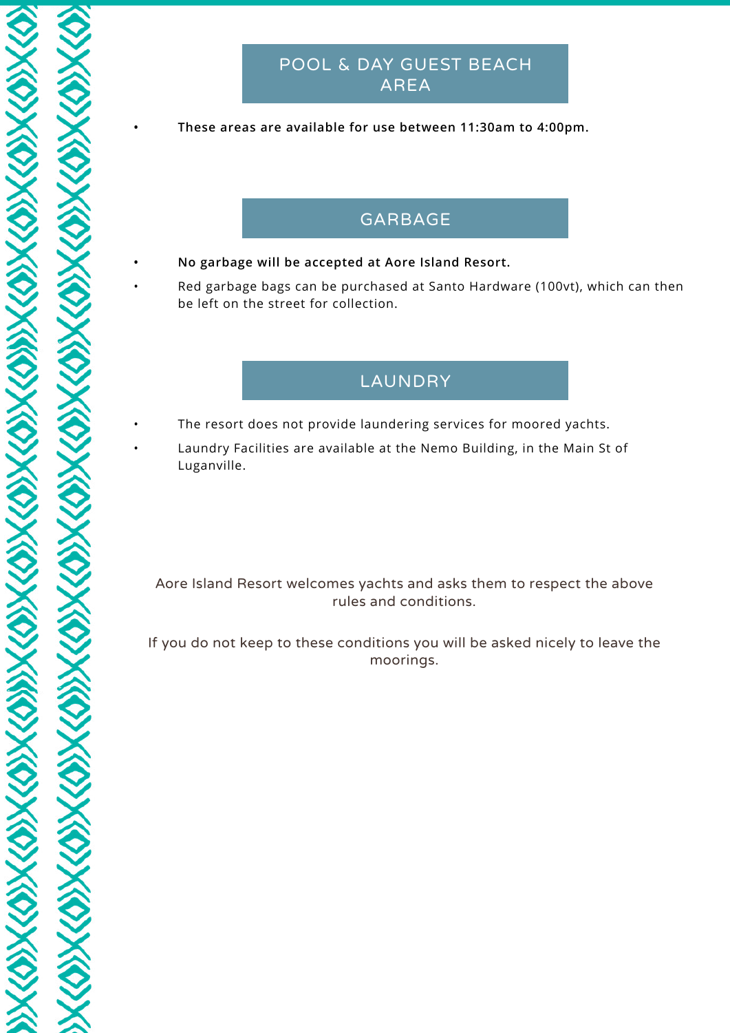## POOL & DAY GUEST BEACH AREA

- **These areas are available for use between 11:30am to 4:00pm.**

## GARBAGE

- **No garbage will be accepted at Aore Island Resort.**
- Red garbage bags can be purchased at Santo Hardware (100vt), which can then be left on the street for collection.

## LAUNDRY

- The resort does not provide laundering services for moored yachts.
- Laundry Facilities are available at the Nemo Building, in the Main St of Luganville.

Aore Island Resort welcomes yachts and asks them to respect the above rules and conditions.

If you do not keep to these conditions you will be asked nicely to leave the moorings.